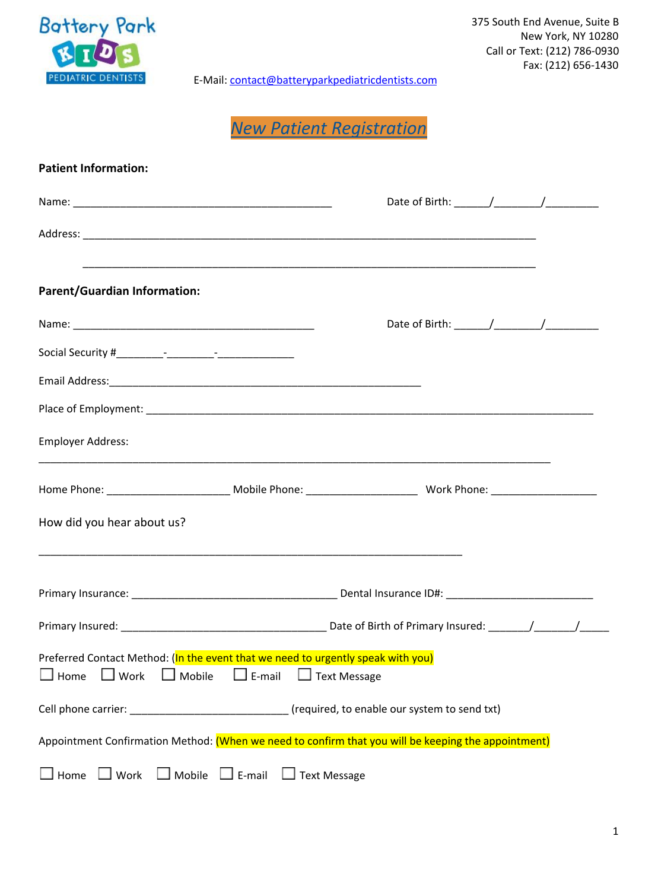Battery Park KIDS PEDIATRIC DENTISTS

375 South End Avenue, Suite B
New York, NY 10280
Call or Text: (212) 786-0930
Fax: (212) 656-1430

E-Mail: contact@batteryparkpediatricdentists.com

# New Patient Registration

**Patient Information:**

Name: _____________________________________________ Date of Birth: ______/________/_________

Address: _______________________________________________________________________________

_______________________________________________________________________________

**Parent/Guardian Information:**

Name: __________________________________________ Date of Birth: ______/________/_________

Social Security #________-________-_____________

Email Address:______________________________________________________

Place of Employment: ______________________________________________________________________________

Employer Address:

__________________________________________________________________________________________

Home Phone: _____________________ Mobile Phone: ___________________ Work Phone: __________________

How did you hear about us?

__________________________________________________________________________

Primary Insurance: ____________________________________ Dental Insurance ID#: _________________________

Primary Insured: ____________________________________ Date of Birth of Primary Insured: _______/_______/_____

Preferred Contact Method: (In the event that we need to urgently speak with you)

☐ Home ☐ Work ☐ Mobile ☐ E-mail ☐ Text Message

Cell phone carrier: ___________________________ (required, to enable our system to send txt)

Appointment Confirmation Method: (When we need to confirm that you will be keeping the appointment)

☐ Home ☐ Work ☐ Mobile ☐ E-mail ☐ Text Message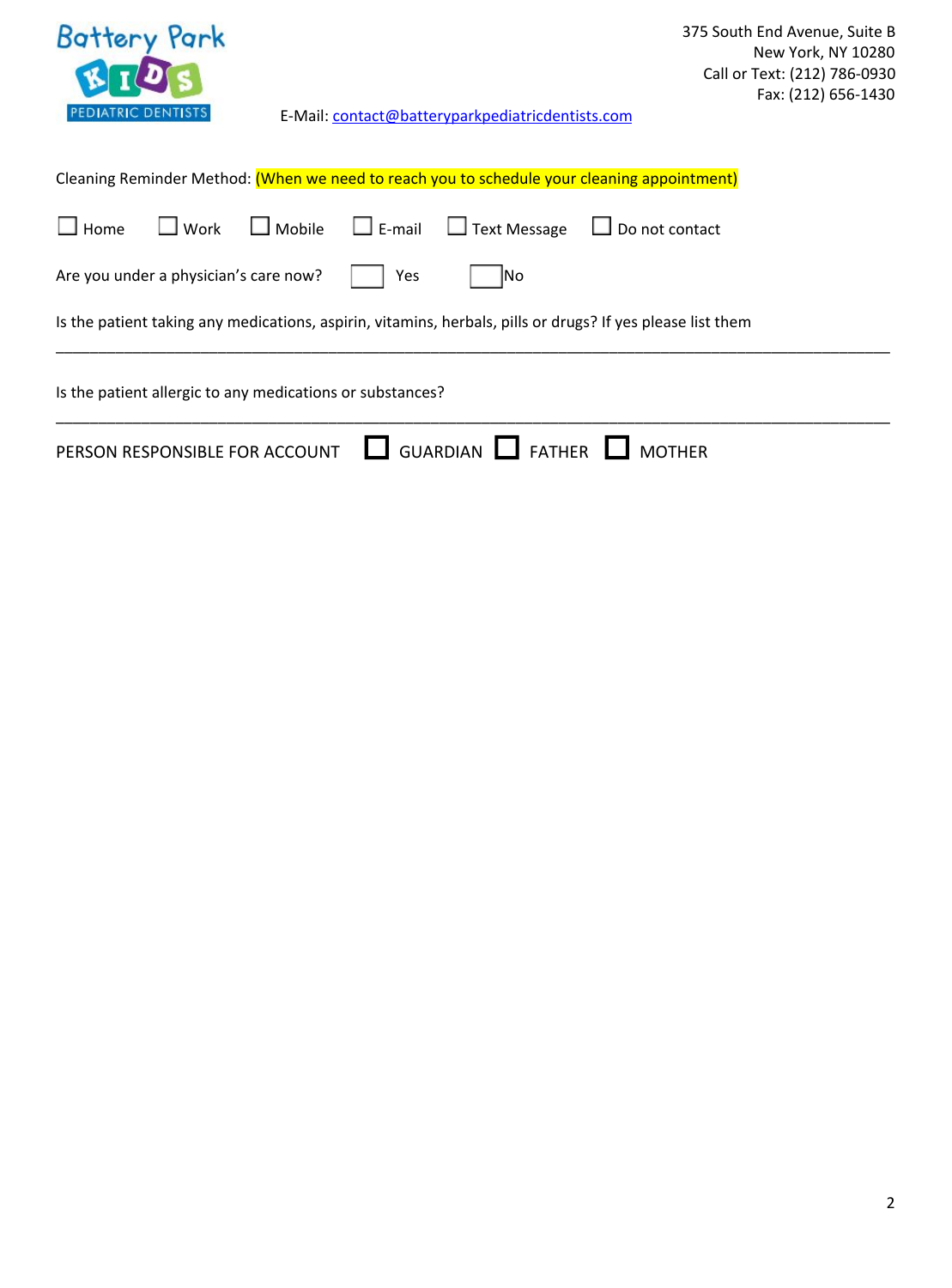Battery Park KIDS PEDIATRIC DENTISTS

375 South End Avenue, Suite B
New York, NY 10280
Call or Text: (212) 786-0930
Fax: (212) 656-1430

E-Mail: contact@batteryparkpediatricdentists.com

Cleaning Reminder Method: (When we need to reach you to schedule your cleaning appointment)

☐ Home ☐ Work ☐ Mobile ☐ E-mail ☐ Text Message ☐ Do not contact

Are you under a physician's care now? ☐ Yes ☐ No

Is the patient taking any medications, aspirin, vitamins, herbals, pills or drugs? If yes please list them

_______________________________________________________________________________

Is the patient allergic to any medications or substances?

_______________________________________________________________________________

PERSON RESPONSIBLE FOR ACCOUNT ☐ GUARDIAN ☐ FATHER ☐ MOTHER